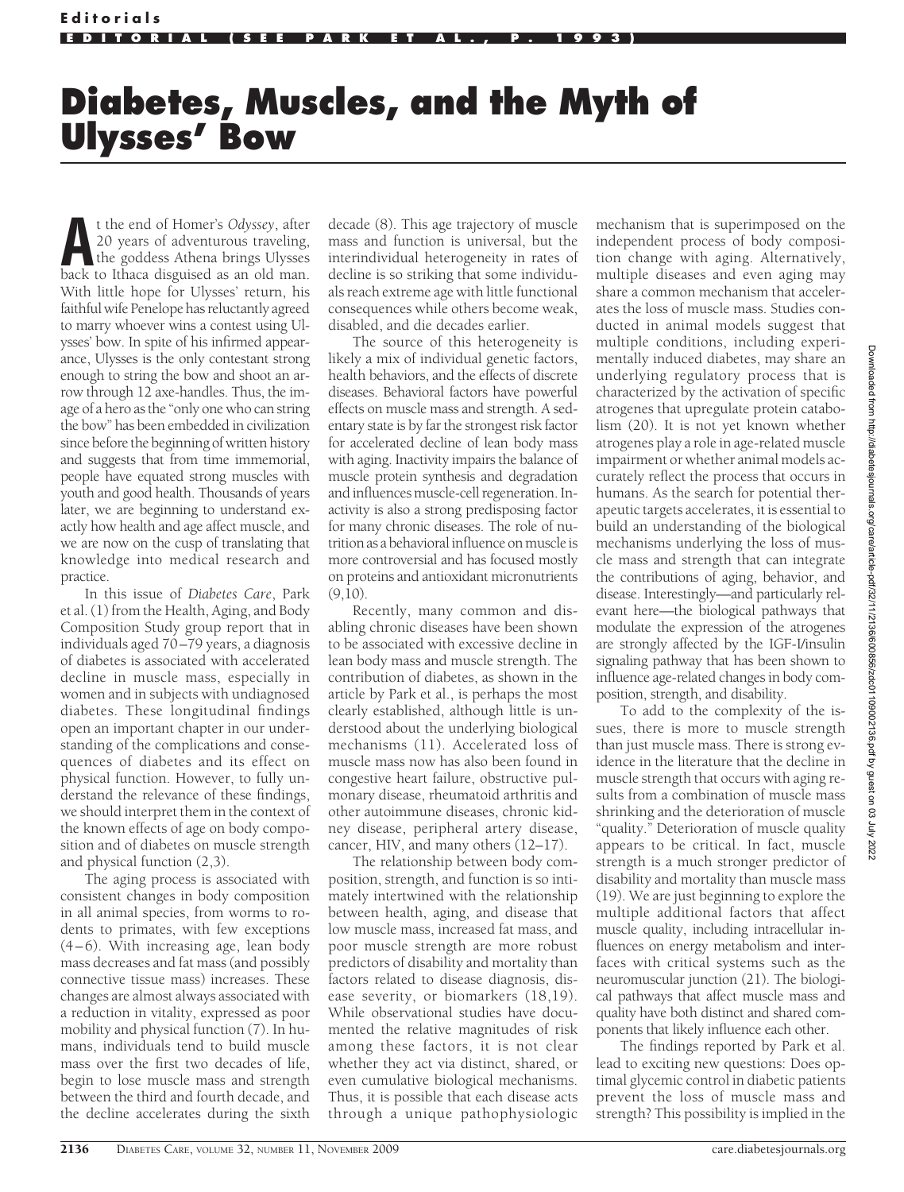# Diabetes, Muscles, and the Myth of Ulysses' Bow

At the end of Homer's *Odyssey*, after 20 years of adventurous traveling, the goddess Athena brings Ulysses back to Ithaca disguised as an old man. With little hope for Ulysses' return, his faithful wife Penelope has reluctantly agreed to marry whoever wins a contest using Ulysses' bow. In spite of his infirmed appearance, Ulysses is the only contestant strong enough to string the bow and shoot an arrow through 12 axe-handles. Thus, the image of a hero as the "only one who can string the bow" has been embedded in civilization since before the beginning of written history and suggests that from time immemorial, people have equated strong muscles with youth and good health. Thousands of years later, we are beginning to understand exactly how health and age affect muscle, and we are now on the cusp of translating that knowledge into medical research and practice.

In this issue of *Diabetes Care*, Park et al. (1) from the Health, Aging, and Body Composition Study group report that in individuals aged 70–79 years, a diagnosis of diabetes is associated with accelerated decline in muscle mass, especially in women and in subjects with undiagnosed diabetes. These longitudinal findings open an important chapter in our understanding of the complications and consequences of diabetes and its effect on physical function. However, to fully understand the relevance of these findings, we should interpret them in the context of the known effects of age on body composition and of diabetes on muscle strength and physical function (2,3).

The aging process is associated with consistent changes in body composition in all animal species, from worms to rodents to primates, with few exceptions (4–6). With increasing age, lean body mass decreases and fat mass (and possibly connective tissue mass) increases. These changes are almost always associated with a reduction in vitality, expressed as poor mobility and physical function (7). In humans, individuals tend to build muscle mass over the first two decades of life, begin to lose muscle mass and strength between the third and fourth decade, and the decline accelerates during the sixth decade (8). This age trajectory of muscle mass and function is universal, but the interindividual heterogeneity in rates of decline is so striking that some individuals reach extreme age with little functional consequences while others become weak, disabled, and die decades earlier.

The source of this heterogeneity is likely a mix of individual genetic factors, health behaviors, and the effects of discrete diseases. Behavioral factors have powerful effects on muscle mass and strength. A sedentary state is by far the strongest risk factor for accelerated decline of lean body mass with aging. Inactivity impairs the balance of muscle protein synthesis and degradation and influences muscle-cell regeneration. Inactivity is also a strong predisposing factor for many chronic diseases. The role of nutrition as a behavioral influence on muscle is more controversial and has focused mostly on proteins and antioxidant micronutrients (9,10).

Recently, many common and disabling chronic diseases have been shown to be associated with excessive decline in lean body mass and muscle strength. The contribution of diabetes, as shown in the article by Park et al., is perhaps the most clearly established, although little is understood about the underlying biological mechanisms (11). Accelerated loss of muscle mass now has also been found in congestive heart failure, obstructive pulmonary disease, rheumatoid arthritis and other autoimmune diseases, chronic kidney disease, peripheral artery disease, cancer, HIV, and many others (12–17).

The relationship between body composition, strength, and function is so intimately intertwined with the relationship between health, aging, and disease that low muscle mass, increased fat mass, and poor muscle strength are more robust predictors of disability and mortality than factors related to disease diagnosis, disease severity, or biomarkers (18,19). While observational studies have documented the relative magnitudes of risk among these factors, it is not clear whether they act via distinct, shared, or even cumulative biological mechanisms. Thus, it is possible that each disease acts through a unique pathophysiologic mechanism that is superimposed on the independent process of body composition change with aging. Alternatively, multiple diseases and even aging may share a common mechanism that accelerates the loss of muscle mass. Studies conducted in animal models suggest that multiple conditions, including experimentally induced diabetes, may share an underlying regulatory process that is characterized by the activation of specific atrogenes that upregulate protein catabolism (20). It is not yet known whether atrogenes play a role in age-related muscle impairment or whether animal models accurately reflect the process that occurs in humans. As the search for potential therapeutic targets accelerates, it is essential to build an understanding of the biological mechanisms underlying the loss of muscle mass and strength that can integrate the contributions of aging, behavior, and disease. Interestingly—and particularly relevant here—the biological pathways that modulate the expression of the atrogenes are strongly affected by the IGF-I/insulin signaling pathway that has been shown to influence age-related changes in body composition, strength, and disability.

To add to the complexity of the issues, there is more to muscle strength than just muscle mass. There is strong evidence in the literature that the decline in muscle strength that occurs with aging results from a combination of muscle mass shrinking and the deterioration of muscle "quality." Deterioration of muscle quality appears to be critical. In fact, muscle strength is a much stronger predictor of disability and mortality than muscle mass (19). We are just beginning to explore the multiple additional factors that affect muscle quality, including intracellular influences on energy metabolism and interfaces with critical systems such as the neuromuscular junction (21). The biological pathways that affect muscle mass and quality have both distinct and shared components that likely influence each other.

The findings reported by Park et al. lead to exciting new questions: Does optimal glycemic control in diabetic patients prevent the loss of muscle mass and strength? This possibility is implied in the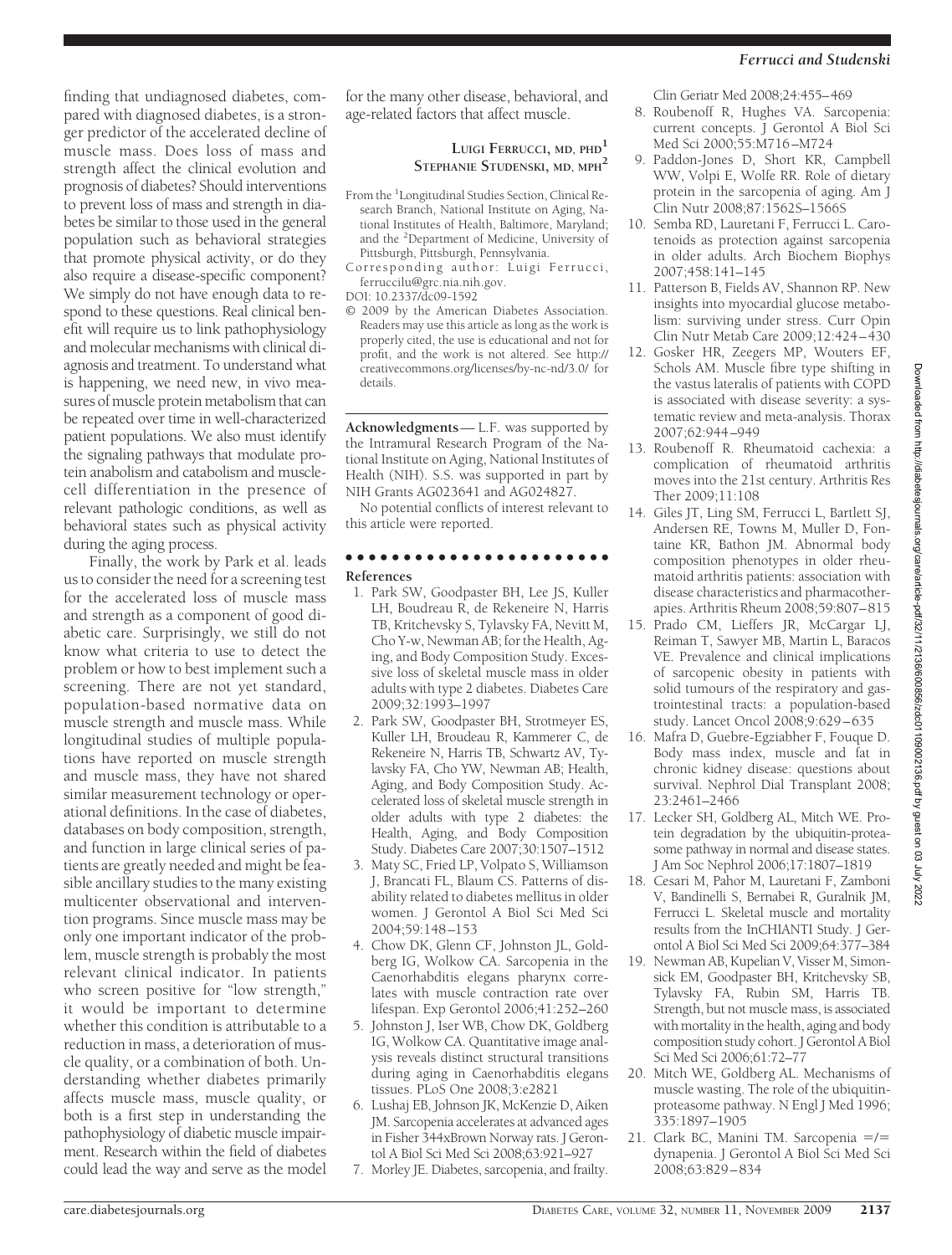finding that undiagnosed diabetes, compared with diagnosed diabetes, is a stronger predictor of the accelerated decline of muscle mass. Does loss of mass and strength affect the clinical evolution and prognosis of diabetes? Should interventions to prevent loss of mass and strength in diabetes be similar to those used in the general population such as behavioral strategies that promote physical activity, or do they also require a disease-specific component? We simply do not have enough data to respond to these questions. Real clinical benefit will require us to link pathophysiology and molecular mechanisms with clinical diagnosis and treatment. To understand what is happening, we need new, in vivo measures of muscle protein metabolism that can be repeated over time in well-characterized patient populations. We also must identify the signaling pathways that modulate protein anabolism and catabolism and muscle-cell differentiation in the presence of relevant pathologic conditions, as well as behavioral states such as physical activity during the aging process.

Finally, the work by Park et al. leads us to consider the need for a screening test for the accelerated loss of muscle mass and strength as a component of good diabetic care. Surprisingly, we still do not know what criteria to use to detect the problem or how to best implement such a screening. There are not yet standard, population-based normative data on muscle strength and muscle mass. While longitudinal studies of multiple populations have reported on muscle strength and muscle mass, they have not shared similar measurement technology or operational definitions. In the case of diabetes, databases on body composition, strength, and function in large clinical series of patients are greatly needed and might be feasible ancillary studies to the many existing multicenter observational and intervention programs. Since muscle mass may be only one important indicator of the problem, muscle strength is probably the most relevant clinical indicator. In patients who screen positive for "low strength," it would be important to determine whether this condition is attributable to a reduction in mass, a deterioration of muscle quality, or a combination of both. Understanding whether diabetes primarily affects muscle mass, muscle quality, or both is a first step in understanding the pathophysiology of diabetic muscle impairment. Research within the field of diabetes could lead the way and serve as the model for the many other disease, behavioral, and age-related factors that affect muscle.

**Luigi Ferrucci, md, phd**[1]
**Stephanie Studenski, md, mph**[2]

From the [1]Longitudinal Studies Section, Clinical Research Branch, National Institute on Aging, National Institutes of Health, Baltimore, Maryland; and the [2]Department of Medicine, University of Pittsburgh, Pittsburgh, Pennsylvania.

Corresponding author: Luigi Ferrucci, ferruccilu@grc.nia.nih.gov.

DOI: 10.2337/dc09-1592

© 2009 by the American Diabetes Association. Readers may use this article as long as the work is properly cited, the use is educational and not for profit, and the work is not altered. See http://creativecommons.org/licenses/by-nc-nd/3.0/ for details.

**Acknowledgments**— L.F. was supported by the Intramural Research Program of the National Institute on Aging, National Institutes of Health (NIH). S.S. was supported in part by NIH Grants AG023641 and AG024827.

No potential conflicts of interest relevant to this article were reported.

## References

1. Park SW, Goodpaster BH, Lee JS, Kuller LH, Boudreau R, de Rekeneire N, Harris TB, Kritchevsky S, Tylavsky FA, Nevitt M, Cho Y-w, Newman AB; for the Health, Aging, and Body Composition Study. Excessive loss of skeletal muscle mass in older adults with type 2 diabetes. Diabetes Care 2009;32:1993–1997
2. Park SW, Goodpaster BH, Strotmeyer ES, Kuller LH, Broudeau R, Kammerer C, de Rekeneire N, Harris TB, Schwartz AV, Tylavsky FA, Cho YW, Newman AB; Health, Aging, and Body Composition Study. Accelerated loss of skeletal muscle strength in older adults with type 2 diabetes: the Health, Aging, and Body Composition Study. Diabetes Care 2007;30:1507–1512
3. Maty SC, Fried LP, Volpato S, Williamson J, Brancati FL, Blaum CS. Patterns of disability related to diabetes mellitus in older women. J Gerontol A Biol Sci Med Sci 2004;59:148–153
4. Chow DK, Glenn CF, Johnston JL, Goldberg IG, Wolkow CA. Sarcopenia in the Caenorhabditis elegans pharynx correlates with muscle contraction rate over lifespan. Exp Gerontol 2006;41:252–260
5. Johnston J, Iser WB, Chow DK, Goldberg IG, Wolkow CA. Quantitative image analysis reveals distinct structural transitions during aging in Caenorhabditis elegans tissues. PLoS One 2008;3:e2821
6. Lushaj EB, Johnson JK, McKenzie D, Aiken JM. Sarcopenia accelerates at advanced ages in Fisher 344xBrown Norway rats. J Gerontol A Biol Sci Med Sci 2008;63:921–927
7. Morley JE. Diabetes, sarcopenia, and frailty. Clin Geriatr Med 2008;24:455–469
8. Roubenoff R, Hughes VA. Sarcopenia: current concepts. J Gerontol A Biol Sci Med Sci 2000;55:M716–M724
9. Paddon-Jones D, Short KR, Campbell WW, Volpi E, Wolfe RR. Role of dietary protein in the sarcopenia of aging. Am J Clin Nutr 2008;87:1562S–1566S
10. Semba RD, Lauretani F, Ferrucci L. Carotenoids as protection against sarcopenia in older adults. Arch Biochem Biophys 2007;458:141–145
11. Patterson B, Fields AV, Shannon RP. New insights into myocardial glucose metabolism: surviving under stress. Curr Opin Clin Nutr Metab Care 2009;12:424–430
12. Gosker HR, Zeegers MP, Wouters EF, Schols AM. Muscle fibre type shifting in the vastus lateralis of patients with COPD is associated with disease severity: a systematic review and meta-analysis. Thorax 2007;62:944–949
13. Roubenoff R. Rheumatoid cachexia: a complication of rheumatoid arthritis moves into the 21st century. Arthritis Res Ther 2009;11:108
14. Giles JT, Ling SM, Ferrucci L, Bartlett SJ, Andersen RE, Towns M, Muller D, Fontaine KR, Bathon JM. Abnormal body composition phenotypes in older rheumatoid arthritis patients: association with disease characteristics and pharmacotherapies. Arthritis Rheum 2008;59:807–815
15. Prado CM, Lieffers JR, McCargar LJ, Reiman T, Sawyer MB, Martin L, Baracos VE. Prevalence and clinical implications of sarcopenic obesity in patients with solid tumours of the respiratory and gastrointestinal tracts: a population-based study. Lancet Oncol 2008;9:629–635
16. Mafra D, Guebre-Egziabher F, Fouque D. Body mass index, muscle and fat in chronic kidney disease: questions about survival. Nephrol Dial Transplant 2008; 23:2461–2466
17. Lecker SH, Goldberg AL, Mitch WE. Protein degradation by the ubiquitin-proteasome pathway in normal and disease states. J Am Soc Nephrol 2006;17:1807–1819
18. Cesari M, Pahor M, Lauretani F, Zamboni V, Bandinelli S, Bernabei R, Guralnik JM, Ferrucci L. Skeletal muscle and mortality results from the InCHIANTI Study. J Gerontol A Biol Sci Med Sci 2009;64:377–384
19. Newman AB, Kupelian V, Visser M, Simonsick EM, Goodpaster BH, Kritchevsky SB, Tylavsky FA, Rubin SM, Harris TB. Strength, but not muscle mass, is associated with mortality in the health, aging and body composition study cohort. J Gerontol A Biol Sci Med Sci 2006;61:72–77
20. Mitch WE, Goldberg AL. Mechanisms of muscle wasting. The role of the ubiquitin-proteasome pathway. N Engl J Med 1996; 335:1897–1905
21. Clark BC, Manini TM. Sarcopenia =/= dynapenia. J Gerontol A Biol Sci Med Sci 2008;63:829–834